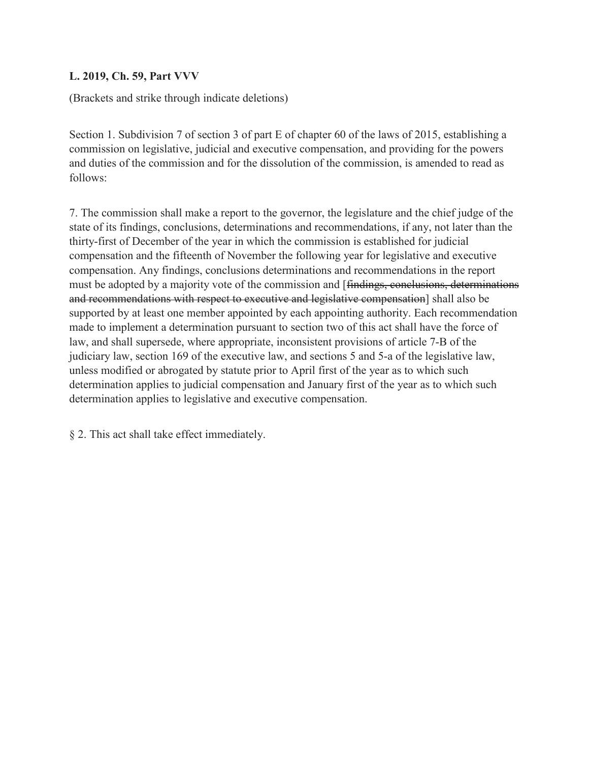**L. 2019, Ch. 59, Part VVV**

(Brackets and strike through indicate deletions)

Section 1. Subdivision 7 of section 3 of part E of chapter 60 of the laws of 2015, establishing a commission on legislative, judicial and executive compensation, and providing for the powers and duties of the commission and for the dissolution of the commission, is amended to read as follows:

7. The commission shall make a report to the governor, the legislature and the chief judge of the state of its findings, conclusions, determinations and recommendations, if any, not later than the thirty-first of December of the year in which the commission is established for judicial compensation and the fifteenth of November the following year for legislative and executive compensation. Any findings, conclusions determinations and recommendations in the report must be adopted by a majority vote of the commission and [~~findings, conclusions, determinations and recommendations with respect to executive and legislative compensation~~] shall also be supported by at least one member appointed by each appointing authority. Each recommendation made to implement a determination pursuant to section two of this act shall have the force of law, and shall supersede, where appropriate, inconsistent provisions of article 7-B of the judiciary law, section 169 of the executive law, and sections 5 and 5-a of the legislative law, unless modified or abrogated by statute prior to April first of the year as to which such determination applies to judicial compensation and January first of the year as to which such determination applies to legislative and executive compensation.

§ 2. This act shall take effect immediately.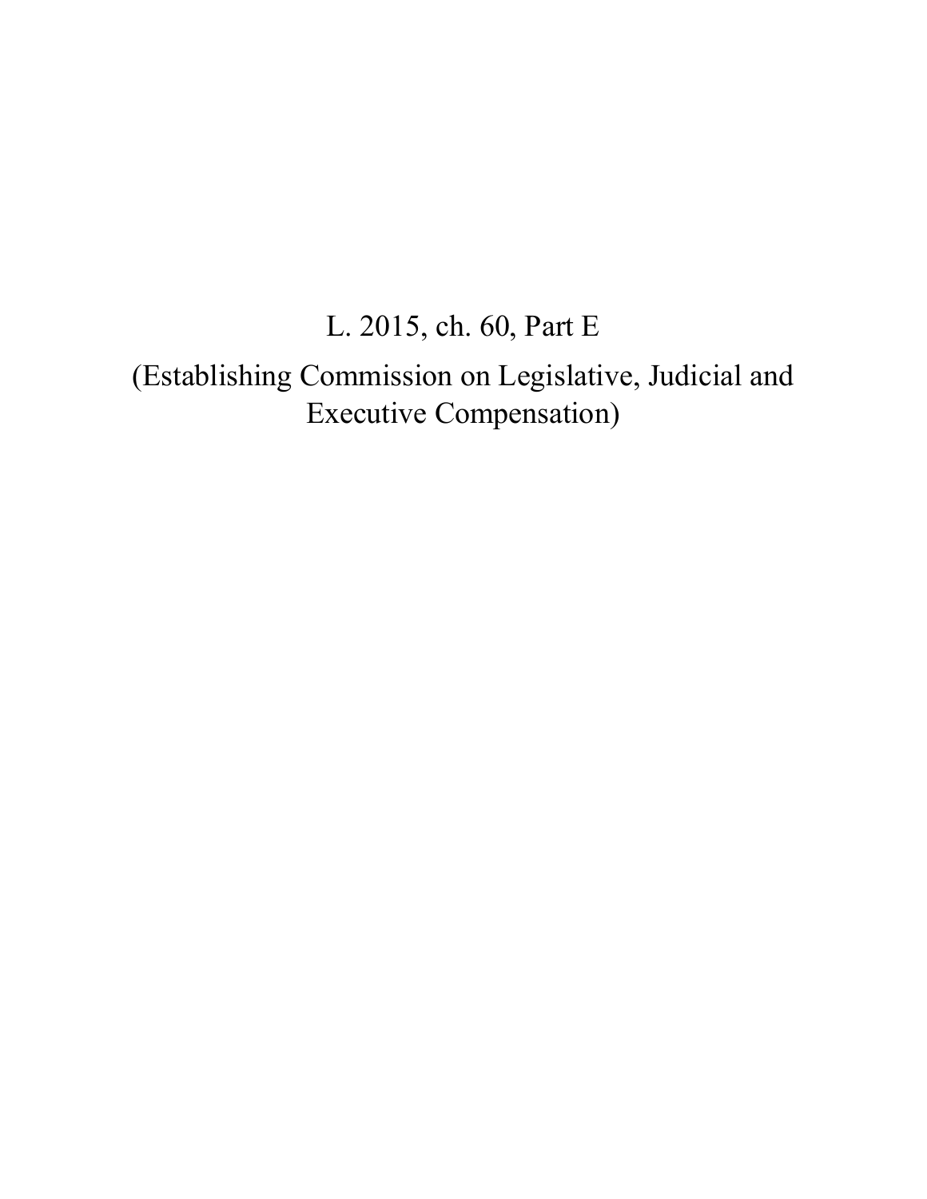L. 2015, ch. 60, Part E

(Establishing Commission on Legislative, Judicial and Executive Compensation)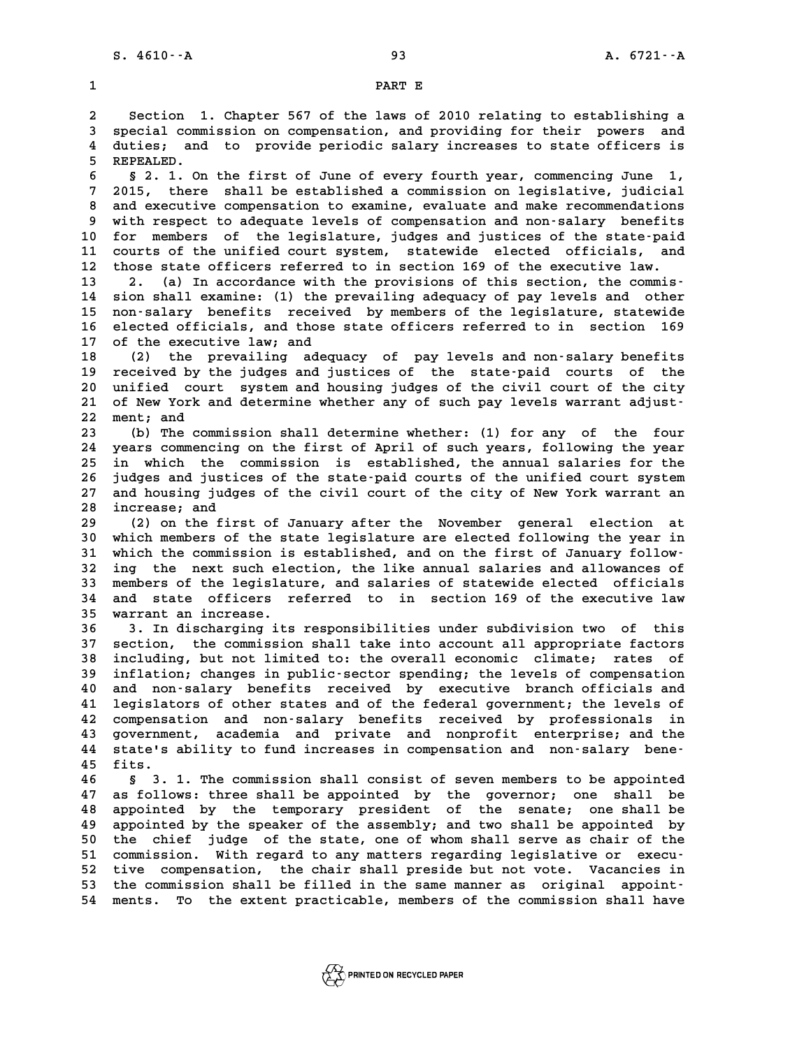PART E

Section 1. Chapter 567 of the laws of 2010 relating to establishing a special commission on compensation, and providing for their powers and duties; and to provide periodic salary increases to state officers is REPEALED.

§ 2. 1. On the first of June of every fourth year, commencing June 1, 2015, there shall be established a commission on legislative, judicial and executive compensation to examine, evaluate and make recommendations with respect to adequate levels of compensation and non-salary benefits for members of the legislature, judges and justices of the state-paid courts of the unified court system, statewide elected officials, and those state officers referred to in section 169 of the executive law.

2. (a) In accordance with the provisions of this section, the commission shall examine: (1) the prevailing adequacy of pay levels and other non-salary benefits received by members of the legislature, statewide elected officials, and those state officers referred to in section 169 of the executive law; and

(2) the prevailing adequacy of pay levels and non-salary benefits received by the judges and justices of the state-paid courts of the unified court system and housing judges of the civil court of the city of New York and determine whether any of such pay levels warrant adjustment; and

(b) The commission shall determine whether: (1) for any of the four years commencing on the first of April of such years, following the year in which the commission is established, the annual salaries for the judges and justices of the state-paid courts of the unified court system and housing judges of the civil court of the city of New York warrant an increase; and

(2) on the first of January after the November general election at which members of the state legislature are elected following the year in which the commission is established, and on the first of January following the next such election, the like annual salaries and allowances of members of the legislature, and salaries of statewide elected officials and state officers referred to in section 169 of the executive law warrant an increase.

3. In discharging its responsibilities under subdivision two of this section, the commission shall take into account all appropriate factors including, but not limited to: the overall economic climate; rates of inflation; changes in public-sector spending; the levels of compensation and non-salary benefits received by executive branch officials and legislators of other states and of the federal government; the levels of compensation and non-salary benefits received by professionals in government, academia and private and nonprofit enterprise; and the state's ability to fund increases in compensation and non-salary benefits.

§ 3. 1. The commission shall consist of seven members to be appointed as follows: three shall be appointed by the governor; one shall be appointed by the temporary president of the senate; one shall be appointed by the speaker of the assembly; and two shall be appointed by the chief judge of the state, one of whom shall serve as chair of the commission. With regard to any matters regarding legislative or executive compensation, the chair shall preside but not vote. Vacancies in the commission shall be filled in the same manner as original appointments. To the extent practicable, members of the commission shall have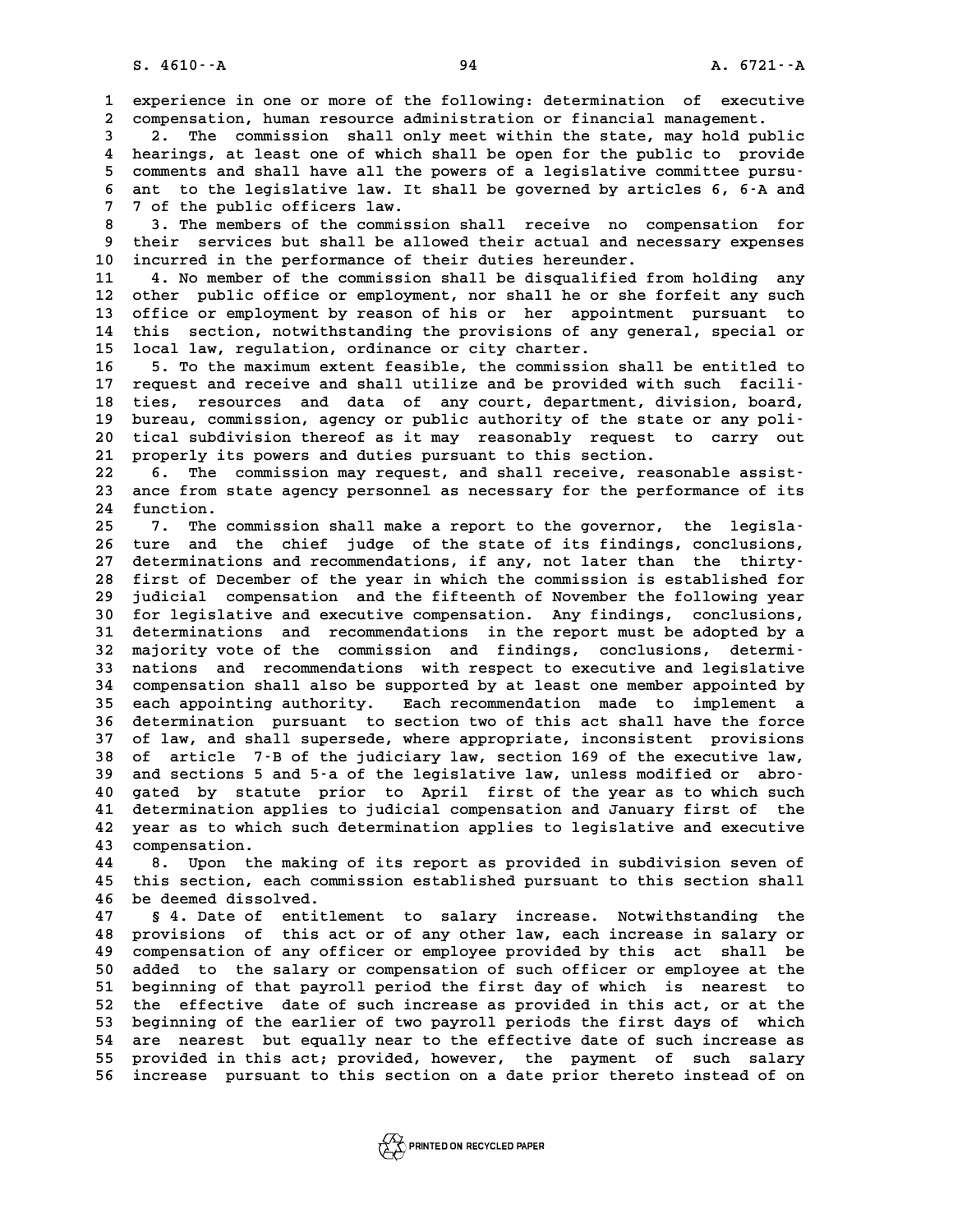experience in one or more of the following: determination of executive compensation, human resource administration or financial management.

2. The commission shall only meet within the state, may hold public hearings, at least one of which shall be open for the public to provide comments and shall have all the powers of a legislative committee pursuant to the legislative law. It shall be governed by articles 6, 6-A and 7 of the public officers law.

3. The members of the commission shall receive no compensation for their services but shall be allowed their actual and necessary expenses incurred in the performance of their duties hereunder.

4. No member of the commission shall be disqualified from holding any other public office or employment, nor shall he or she forfeit any such office or employment by reason of his or her appointment pursuant to this section, notwithstanding the provisions of any general, special or local law, regulation, ordinance or city charter.

5. To the maximum extent feasible, the commission shall be entitled to request and receive and shall utilize and be provided with such facilities, resources and data of any court, department, division, board, bureau, commission, agency or public authority of the state or any political subdivision thereof as it may reasonably request to carry out properly its powers and duties pursuant to this section.

6. The commission may request, and shall receive, reasonable assistance from state agency personnel as necessary for the performance of its function.

7. The commission shall make a report to the governor, the legislature and the chief judge of the state of its findings, conclusions, determinations and recommendations, if any, not later than the thirty-first of December of the year in which the commission is established for judicial compensation and the fifteenth of November the following year for legislative and executive compensation. Any findings, conclusions, determinations and recommendations in the report must be adopted by a majority vote of the commission and findings, conclusions, determinations and recommendations with respect to executive and legislative compensation shall also be supported by at least one member appointed by each appointing authority. Each recommendation made to implement a determination pursuant to section two of this act shall have the force of law, and shall supersede, where appropriate, inconsistent provisions of article 7-B of the judiciary law, section 169 of the executive law, and sections 5 and 5-a of the legislative law, unless modified or abrogated by statute prior to April first of the year as to which such determination applies to judicial compensation and January first of the year as to which such determination applies to legislative and executive compensation.

8. Upon the making of its report as provided in subdivision seven of this section, each commission established pursuant to this section shall be deemed dissolved.

§ 4. Date of entitlement to salary increase. Notwithstanding the provisions of this act or of any other law, each increase in salary or compensation of any officer or employee provided by this act shall be added to the salary or compensation of such officer or employee at the beginning of that payroll period the first day of which is nearest to the effective date of such increase as provided in this act, or at the beginning of the earlier of two payroll periods the first days of which are nearest but equally near to the effective date of such increase as provided in this act; provided, however, the payment of such salary increase pursuant to this section on a date prior thereto instead of on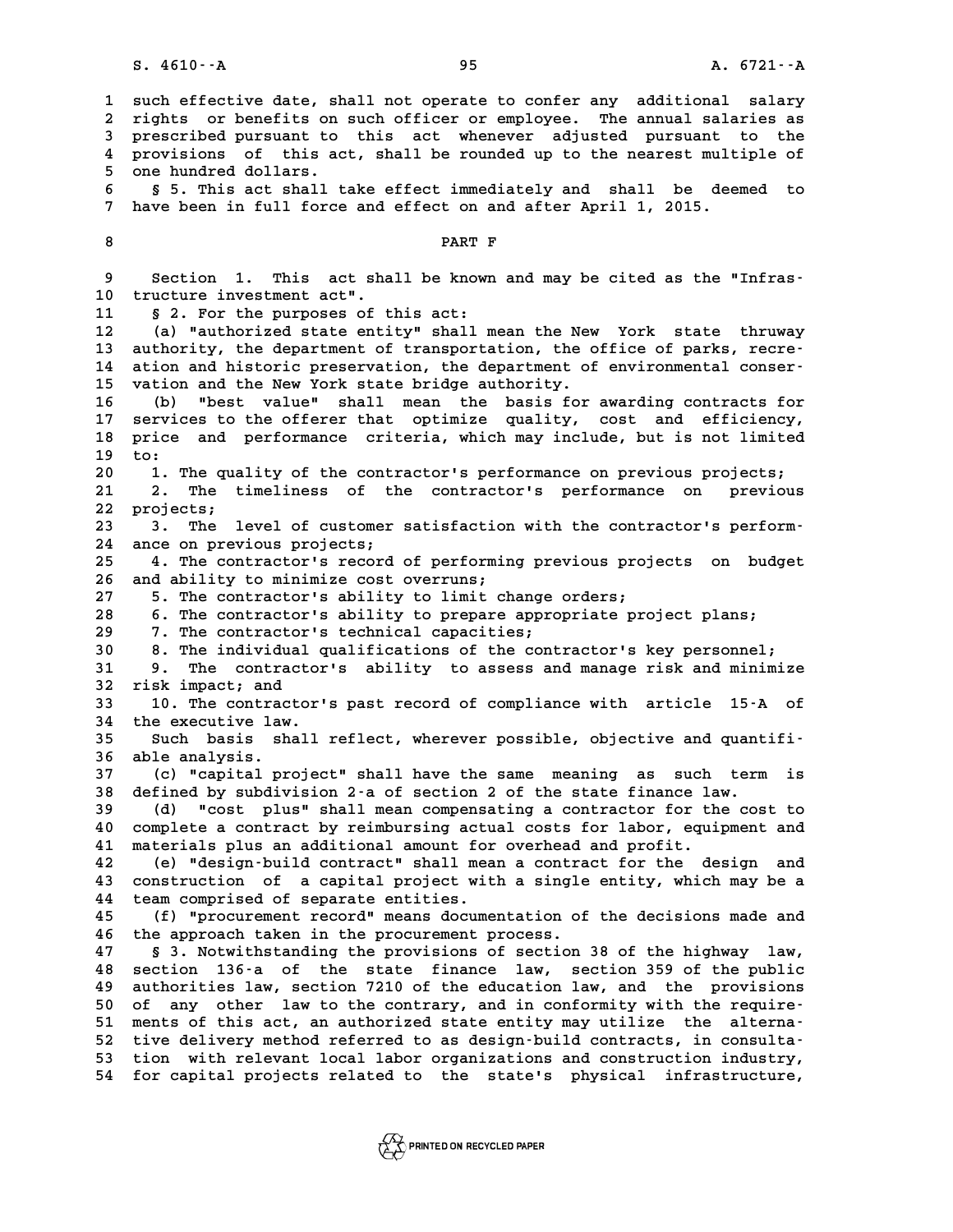such effective date, shall not operate to confer any additional salary rights or benefits on such officer or employee. The annual salaries as prescribed pursuant to this act whenever adjusted pursuant to the provisions of this act, shall be rounded up to the nearest multiple of one hundred dollars.

§ 5. This act shall take effect immediately and shall be deemed to have been in full force and effect on and after April 1, 2015.

## PART F

Section 1. This act shall be known and may be cited as the "Infrastructure investment act".

§ 2. For the purposes of this act:

(a) "authorized state entity" shall mean the New York state thruway authority, the department of transportation, the office of parks, recreation and historic preservation, the department of environmental conservation and the New York state bridge authority.

(b) "best value" shall mean the basis for awarding contracts for services to the offerer that optimize quality, cost and efficiency, price and performance criteria, which may include, but is not limited to:

1. The quality of the contractor's performance on previous projects;
2. The timeliness of the contractor's performance on previous projects;
3. The level of customer satisfaction with the contractor's performance on previous projects;
4. The contractor's record of performing previous projects on budget and ability to minimize cost overruns;
5. The contractor's ability to limit change orders;
6. The contractor's ability to prepare appropriate project plans;
7. The contractor's technical capacities;
8. The individual qualifications of the contractor's key personnel;
9. The contractor's ability to assess and manage risk and minimize risk impact; and
10. The contractor's past record of compliance with article 15-A of the executive law.

Such basis shall reflect, wherever possible, objective and quantifiable analysis.

(c) "capital project" shall have the same meaning as such term is defined by subdivision 2-a of section 2 of the state finance law.

(d) "cost plus" shall mean compensating a contractor for the cost to complete a contract by reimbursing actual costs for labor, equipment and materials plus an additional amount for overhead and profit.

(e) "design-build contract" shall mean a contract for the design and construction of a capital project with a single entity, which may be a team comprised of separate entities.

(f) "procurement record" means documentation of the decisions made and the approach taken in the procurement process.

§ 3. Notwithstanding the provisions of section 38 of the highway law, section 136-a of the state finance law, section 359 of the public authorities law, section 7210 of the education law, and the provisions of any other law to the contrary, and in conformity with the requirements of this act, an authorized state entity may utilize the alternative delivery method referred to as design-build contracts, in consultation with relevant local labor organizations and construction industry, for capital projects related to the state's physical infrastructure,